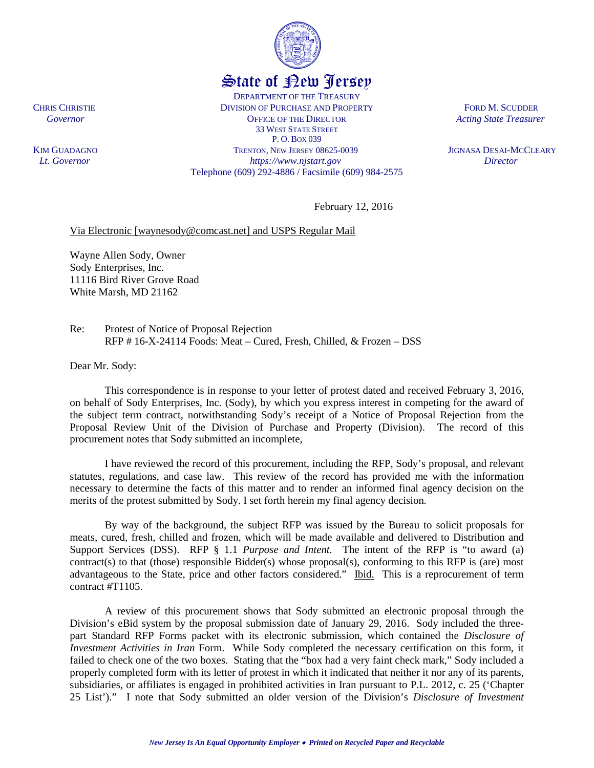# State of New Jersey

DEPARTMENT OF THE TREASURY
DIVISION OF PURCHASE AND PROPERTY
OFFICE OF THE DIRECTOR
33 WEST STATE STREET
P. O. BOX 039
TRENTON, NEW JERSEY 08625-0039
*https://www.njstart.gov*
Telephone (609) 292-4886 / Facsimile (609) 984-2575

CHRIS CHRISTIE
*Governor*

KIM GUADAGNO
*Lt. Governor*

FORD M. SCUDDER
*Acting State Treasurer*

JIGNASA DESAI-MCCLEARY
*Director*

February 12, 2016

Via Electronic [waynesody@comcast.net] and USPS Regular Mail

Wayne Allen Sody, Owner
Sody Enterprises, Inc.
11116 Bird River Grove Road
White Marsh, MD 21162

Re: Protest of Notice of Proposal Rejection
RFP # 16-X-24114 Foods: Meat – Cured, Fresh, Chilled, & Frozen – DSS

Dear Mr. Sody:

This correspondence is in response to your letter of protest dated and received February 3, 2016, on behalf of Sody Enterprises, Inc. (Sody), by which you express interest in competing for the award of the subject term contract, notwithstanding Sody's receipt of a Notice of Proposal Rejection from the Proposal Review Unit of the Division of Purchase and Property (Division). The record of this procurement notes that Sody submitted an incomplete,

I have reviewed the record of this procurement, including the RFP, Sody's proposal, and relevant statutes, regulations, and case law. This review of the record has provided me with the information necessary to determine the facts of this matter and to render an informed final agency decision on the merits of the protest submitted by Sody. I set forth herein my final agency decision.

By way of the background, the subject RFP was issued by the Bureau to solicit proposals for meats, cured, fresh, chilled and frozen, which will be made available and delivered to Distribution and Support Services (DSS). RFP § 1.1 *Purpose and Intent*. The intent of the RFP is "to award (a) contract(s) to that (those) responsible Bidder(s) whose proposal(s), conforming to this RFP is (are) most advantageous to the State, price and other factors considered." Ibid. This is a reprocurement of term contract #T1105.

A review of this procurement shows that Sody submitted an electronic proposal through the Division's eBid system by the proposal submission date of January 29, 2016. Sody included the three-part Standard RFP Forms packet with its electronic submission, which contained the *Disclosure of Investment Activities in Iran* Form. While Sody completed the necessary certification on this form, it failed to check one of the two boxes. Stating that the "box had a very faint check mark," Sody included a properly completed form with its letter of protest in which it indicated that neither it nor any of its parents, subsidiaries, or affiliates is engaged in prohibited activities in Iran pursuant to P.L. 2012, c. 25 ('Chapter 25 List')." I note that Sody submitted an older version of the Division's *Disclosure of Investment*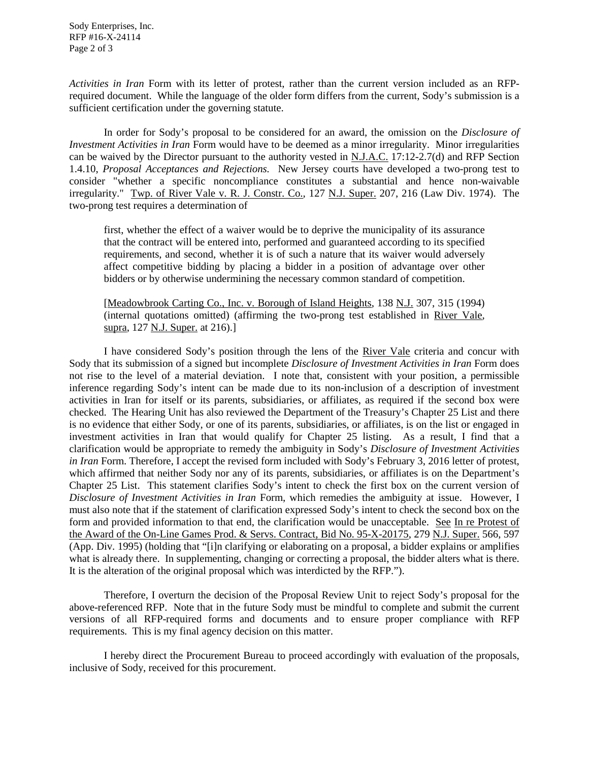*Activities in Iran* Form with its letter of protest, rather than the current version included as an RFP-required document. While the language of the older form differs from the current, Sody's submission is a sufficient certification under the governing statute.

In order for Sody's proposal to be considered for an award, the omission on the *Disclosure of Investment Activities in Iran* Form would have to be deemed as a minor irregularity. Minor irregularities can be waived by the Director pursuant to the authority vested in N.J.A.C. 17:12-2.7(d) and RFP Section 1.4.10, *Proposal Acceptances and Rejections.* New Jersey courts have developed a two-prong test to consider "whether a specific noncompliance constitutes a substantial and hence non-waivable irregularity." Twp. of River Vale v. R. J. Constr. Co., 127 N.J. Super. 207, 216 (Law Div. 1974). The two-prong test requires a determination of

> first, whether the effect of a waiver would be to deprive the municipality of its assurance that the contract will be entered into, performed and guaranteed according to its specified requirements, and second, whether it is of such a nature that its waiver would adversely affect competitive bidding by placing a bidder in a position of advantage over other bidders or by otherwise undermining the necessary common standard of competition.
>
> [Meadowbrook Carting Co., Inc. v. Borough of Island Heights, 138 N.J. 307, 315 (1994) (internal quotations omitted) (affirming the two-prong test established in River Vale, supra, 127 N.J. Super. at 216).]

I have considered Sody's position through the lens of the River Vale criteria and concur with Sody that its submission of a signed but incomplete *Disclosure of Investment Activities in Iran* Form does not rise to the level of a material deviation. I note that, consistent with your position, a permissible inference regarding Sody's intent can be made due to its non-inclusion of a description of investment activities in Iran for itself or its parents, subsidiaries, or affiliates, as required if the second box were checked. The Hearing Unit has also reviewed the Department of the Treasury's Chapter 25 List and there is no evidence that either Sody, or one of its parents, subsidiaries, or affiliates, is on the list or engaged in investment activities in Iran that would qualify for Chapter 25 listing. As a result, I find that a clarification would be appropriate to remedy the ambiguity in Sody's *Disclosure of Investment Activities in Iran* Form. Therefore, I accept the revised form included with Sody's February 3, 2016 letter of protest, which affirmed that neither Sody nor any of its parents, subsidiaries, or affiliates is on the Department's Chapter 25 List. This statement clarifies Sody's intent to check the first box on the current version of *Disclosure of Investment Activities in Iran* Form, which remedies the ambiguity at issue. However, I must also note that if the statement of clarification expressed Sody's intent to check the second box on the form and provided information to that end, the clarification would be unacceptable. See In re Protest of the Award of the On-Line Games Prod. & Servs. Contract, Bid No. 95-X-20175, 279 N.J. Super. 566, 597 (App. Div. 1995) (holding that "[i]n clarifying or elaborating on a proposal, a bidder explains or amplifies what is already there. In supplementing, changing or correcting a proposal, the bidder alters what is there. It is the alteration of the original proposal which was interdicted by the RFP.").

Therefore, I overturn the decision of the Proposal Review Unit to reject Sody's proposal for the above-referenced RFP. Note that in the future Sody must be mindful to complete and submit the current versions of all RFP-required forms and documents and to ensure proper compliance with RFP requirements. This is my final agency decision on this matter.

I hereby direct the Procurement Bureau to proceed accordingly with evaluation of the proposals, inclusive of Sody, received for this procurement.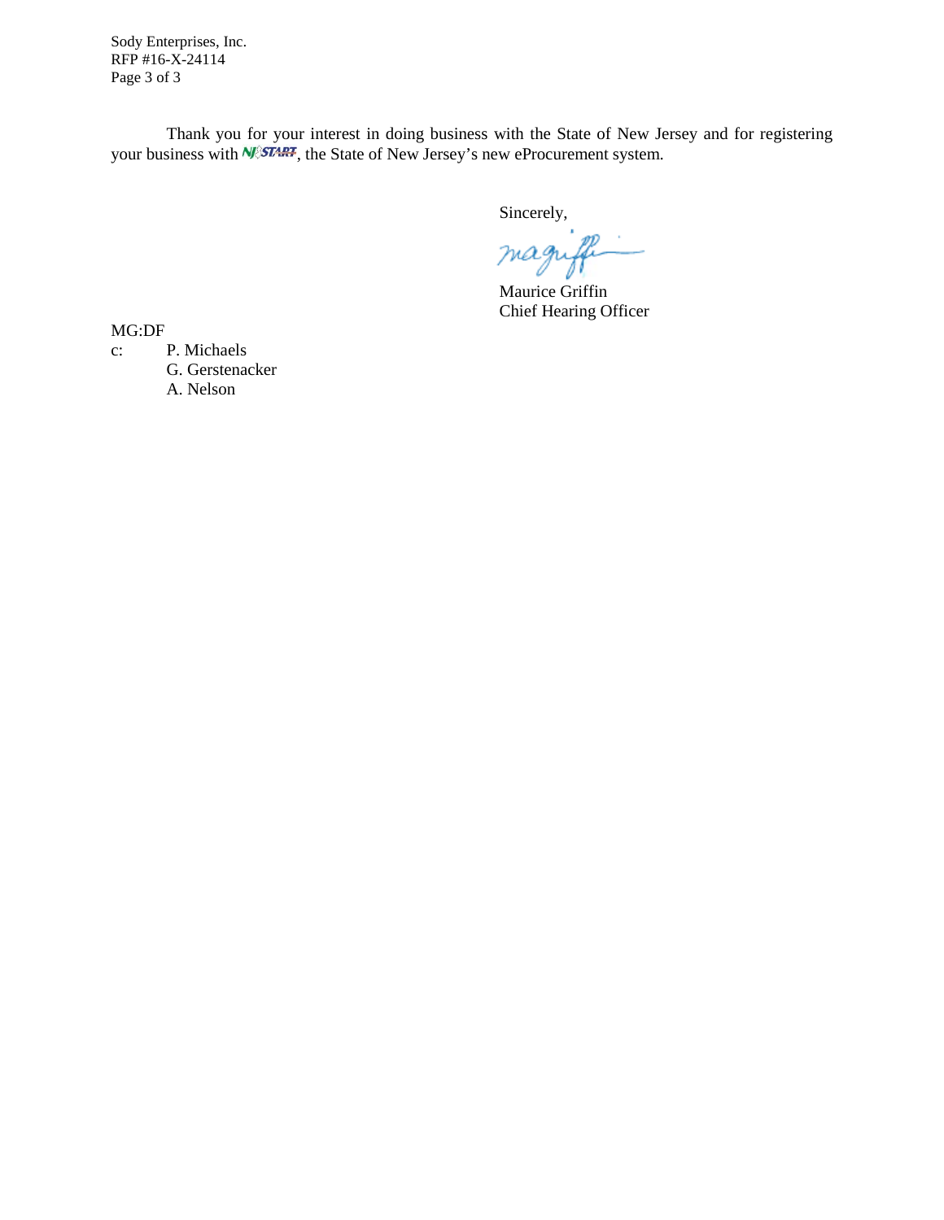Thank you for your interest in doing business with the State of New Jersey and for registering your business with NJSTART, the State of New Jersey's new eProcurement system.

Sincerely,

Maurice Griffin
Chief Hearing Officer

MG:DF

c: P. Michaels
G. Gerstenacker
A. Nelson